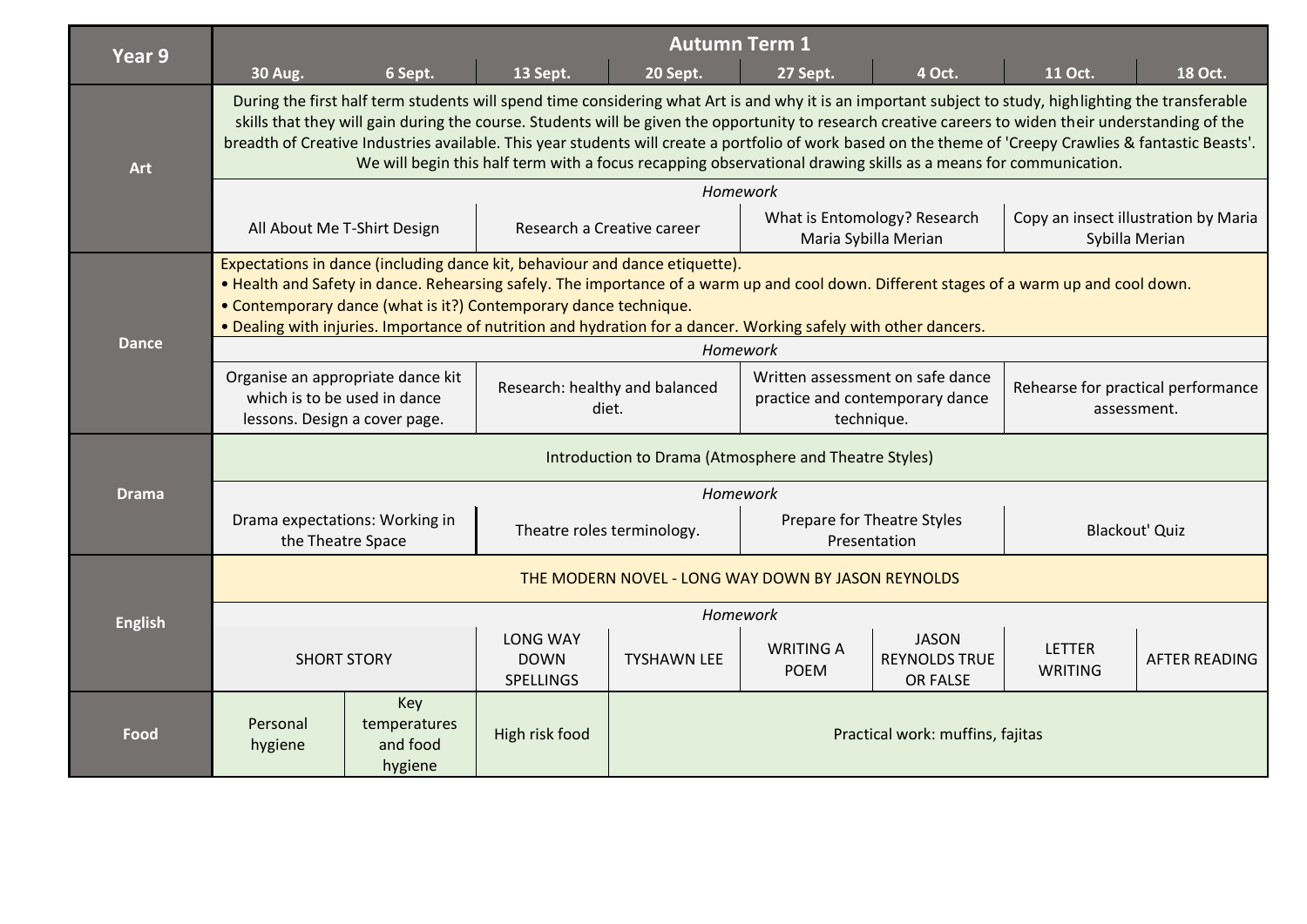| Year 9 | Autumn Term 1 | | | | | | | |
|---|---|---|---|---|---|---|---|---|
| | **30 Aug.** | **6 Sept.** | **13 Sept.** | **20 Sept.** | **27 Sept.** | **4 Oct.** | **11 Oct.** | **18 Oct.** |
| **Art** | During the first half term students will spend time considering what Art is and why it is an important subject to study, highlighting the transferable skills that they will gain during the course. Students will be given the opportunity to research creative careers to widen their understanding of the breadth of Creative Industries available. This year students will create a portfolio of work based on the theme of 'Creepy Crawlies & fantastic Beasts'. We will begin this half term with a focus recapping observational drawing skills as a means for communication. | | | | | | | |
| | *Homework* | | | | | | | |
| | All About Me T-Shirt Design | | Research a Creative career | | What is Entomology? Research Maria Sybilla Merian | | Copy an insect illustration by Maria Sybilla Merian | |
| **Dance** | Expectations in dance (including dance kit, behaviour and dance etiquette).<br>• Health and Safety in dance. Rehearsing safely. The importance of a warm up and cool down. Different stages of a warm up and cool down.<br>• Contemporary dance (what is it?) Contemporary dance technique.<br>• Dealing with injuries. Importance of nutrition and hydration for a dancer. Working safely with other dancers. | | | | | | | |
| | *Homework* | | | | | | | |
| | Organise an appropriate dance kit which is to be used in dance lessons. Design a cover page. | | Research: healthy and balanced diet. | | Written assessment on safe dance practice and contemporary dance technique. | | Rehearse for practical performance assessment. | |
| **Drama** | Introduction to Drama (Atmosphere and Theatre Styles) | | | | | | | |
| | *Homework* | | | | | | | |
| | Drama expectations: Working in the Theatre Space | | Theatre roles terminology. | | Prepare for Theatre Styles Presentation | | Blackout' Quiz | |
| **English** | THE MODERN NOVEL - LONG WAY DOWN BY JASON REYNOLDS | | | | | | | |
| | *Homework* | | | | | | | |
| | SHORT STORY | | LONG WAY DOWN SPELLINGS | TYSHAWN LEE | WRITING A POEM | JASON REYNOLDS TRUE OR FALSE | LETTER WRITING | AFTER READING |
| **Food** | Personal hygiene | Key temperatures and food hygiene | High risk food | Practical work: muffins, fajitas | | | | |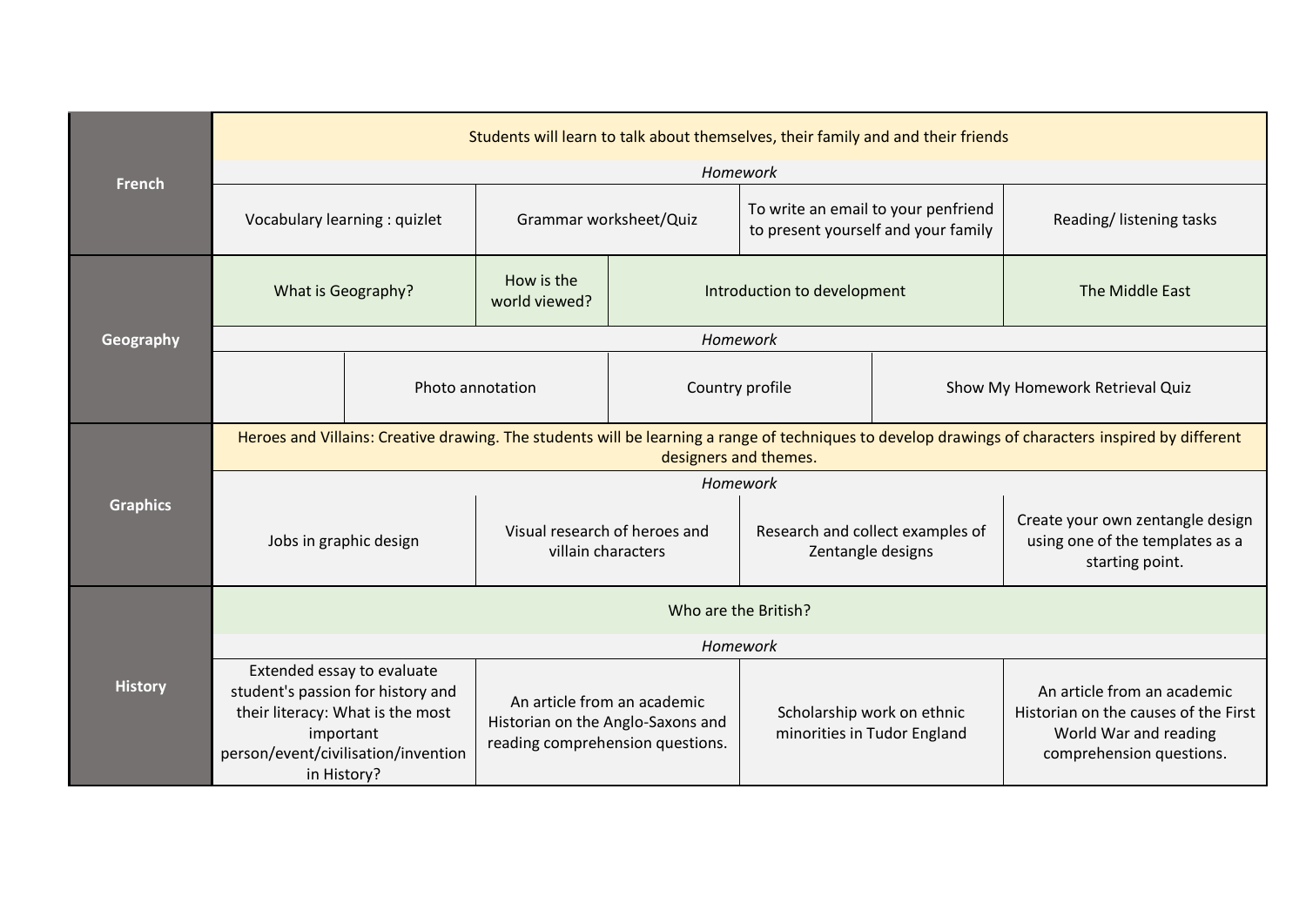| Subject | | | | |
|---|---|---|---|---|
| **French** | Students will learn to talk about themselves, their family and and their friends | | | |
| | *Homework* | | | |
| | Vocabulary learning : quizlet | Grammar worksheet/Quiz | To write an email to your penfriend to present yourself and your family | Reading/ listening tasks |
| **Geography** | What is Geography? | How is the world viewed? | Introduction to development | The Middle East |
| | *Homework* | | | |
| | | Photo annotation | Country profile | Show My Homework Retrieval Quiz |
| **Graphics** | Heroes and Villains: Creative drawing. The students will be learning a range of techniques to develop drawings of characters inspired by different designers and themes. | | | |
| | *Homework* | | | |
| | Jobs in graphic design | Visual research of heroes and villain characters | Research and collect examples of Zentangle designs | Create your own zentangle design using one of the templates as a starting point. |
| **History** | Who are the British? | | | |
| | *Homework* | | | |
| | Extended essay to evaluate student's passion for history and their literacy: What is the most important person/event/civilisation/invention in History? | An article from an academic Historian on the Anglo-Saxons and reading comprehension questions. | Scholarship work on ethnic minorities in Tudor England | An article from an academic Historian on the causes of the First World War and reading comprehension questions. |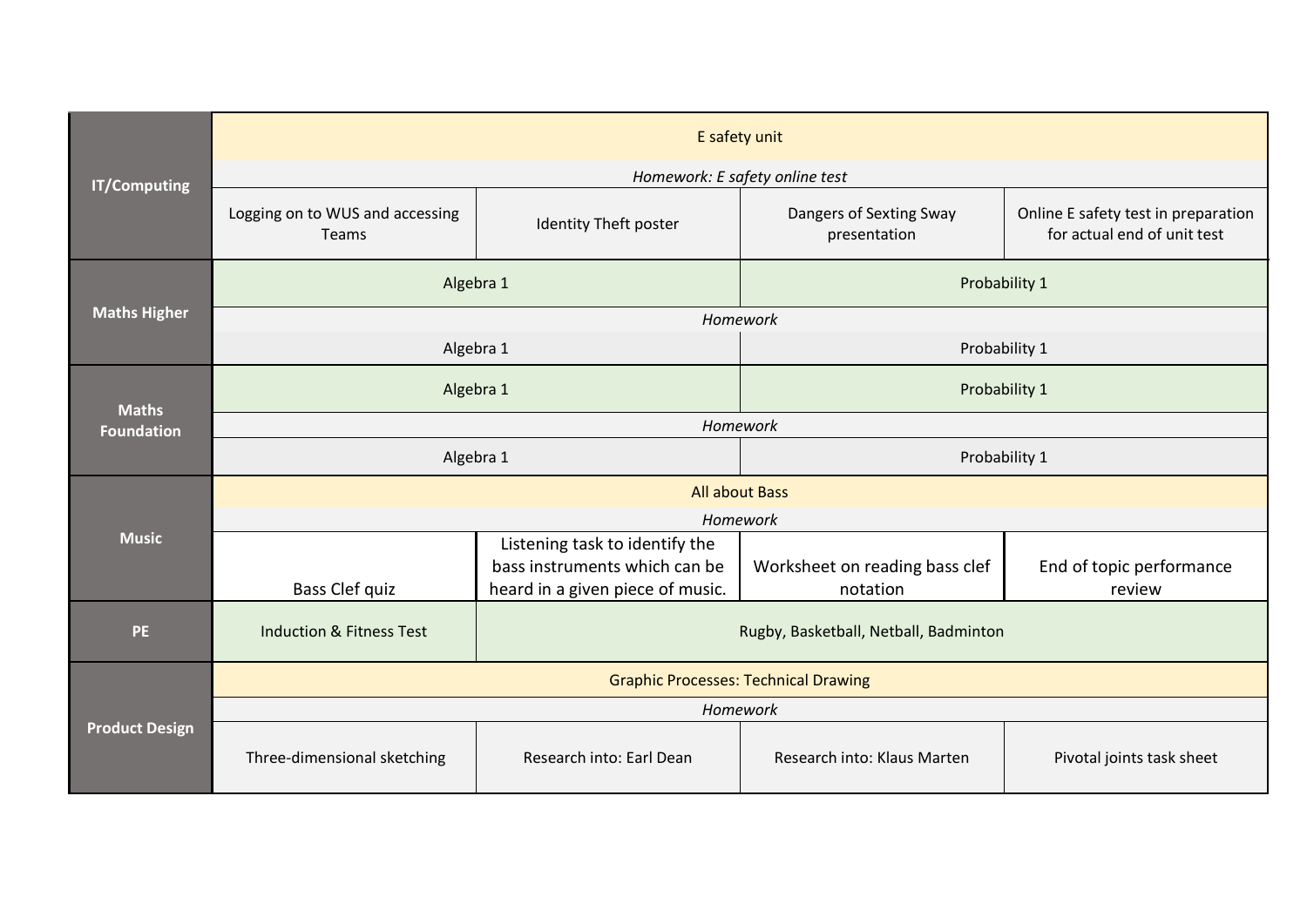| | | | | |
|---|---|---|---|---|
| **IT/Computing** | E safety unit | | | |
| | *Homework: E safety online test* | | | |
| | Logging on to WUS and accessing Teams | Identity Theft poster | Dangers of Sexting Sway presentation | Online E safety test in preparation for actual end of unit test |
| **Maths Higher** | Algebra 1 | | Probability 1 | |
| | *Homework* | | | |
| | Algebra 1 | | Probability 1 | |
| **Maths Foundation** | Algebra 1 | | Probability 1 | |
| | *Homework* | | | |
| | Algebra 1 | | Probability 1 | |
| **Music** | All about Bass | | | |
| | *Homework* | | | |
| | Bass Clef quiz | Listening task to identify the bass instruments which can be heard in a given piece of music. | Worksheet on reading bass clef notation | End of topic performance review |
| **PE** | Induction & Fitness Test | Rugby, Basketball, Netball, Badminton | | |
| **Product Design** | Graphic Processes: Technical Drawing | | | |
| | *Homework* | | | |
| | Three-dimensional sketching | Research into: Earl Dean | Research into: Klaus Marten | Pivotal joints task sheet |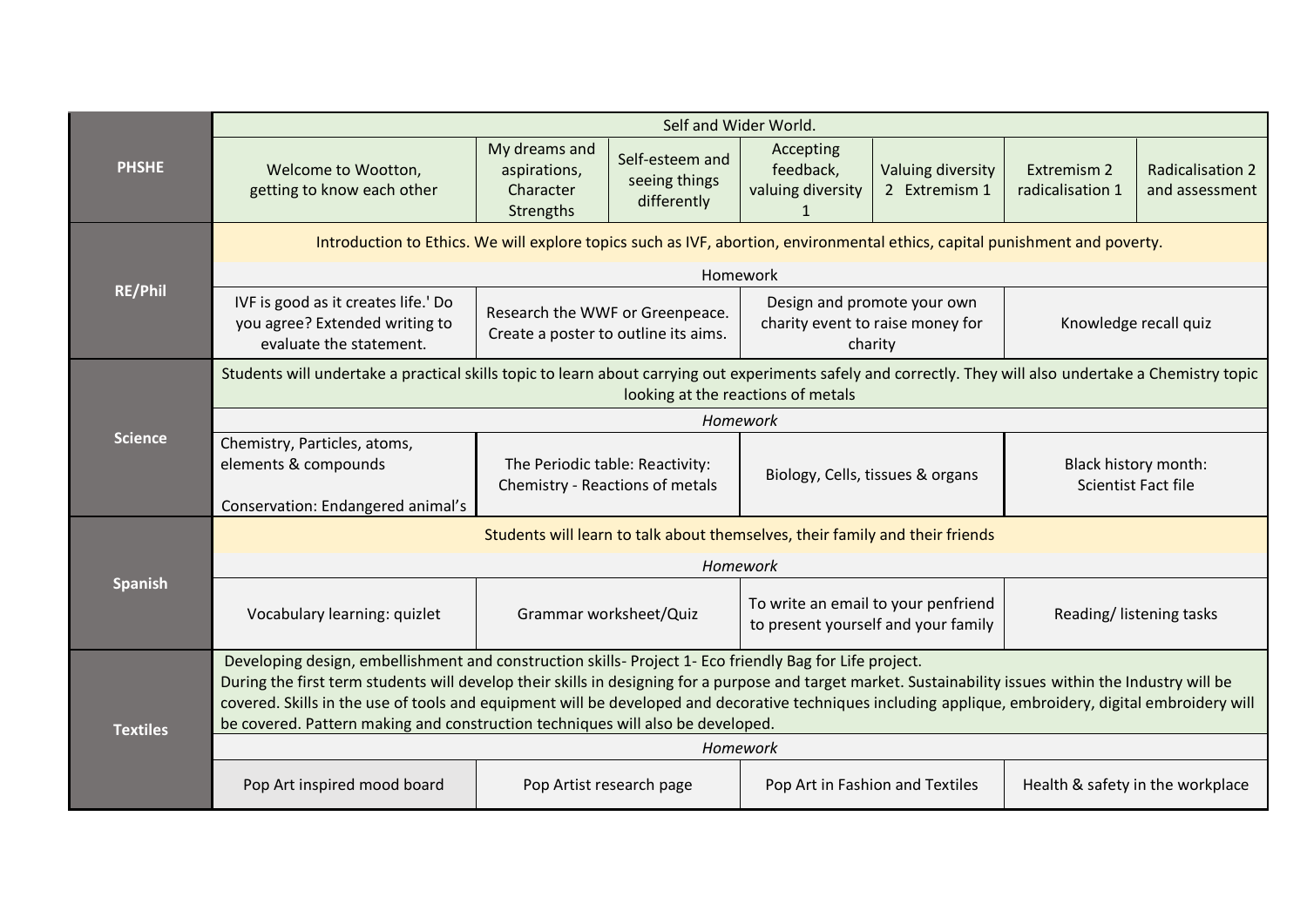| | | | | | | | |
|---|---|---|---|---|---|---|---|
| **PHSHE** | Self and Wider World. | | | | | | |
| | Welcome to Wootton, getting to know each other | | My dreams and aspirations, Character Strengths | Self-esteem and seeing things differently | Accepting feedback, valuing diversity 1 | Valuing diversity 2 Extremism 1 | Extremism 2 radicalisation 1 | Radicalisation 2 and assessment |
| **RE/Phil** | Introduction to Ethics. We will explore topics such as IVF, abortion, environmental ethics, capital punishment and poverty. | | | | | | |
| | Homework | | | | | | |
| | IVF is good as it creates life.' Do you agree? Extended writing to evaluate the statement. | Research the WWF or Greenpeace. Create a poster to outline its aims. | | Design and promote your own charity event to raise money for charity | | Knowledge recall quiz | |
| **Science** | Students will undertake a practical skills topic to learn about carrying out experiments safely and correctly. They will also undertake a Chemistry topic looking at the reactions of metals | | | | | | |
| | *Homework* | | | | | | |
| | Chemistry, Particles, atoms, elements & compounds<br><br>Conservation: Endangered animal's | The Periodic table: Reactivity: Chemistry - Reactions of metals | | Biology, Cells, tissues & organs | | Black history month: Scientist Fact file | |
| **Spanish** | Students will learn to talk about themselves, their family and their friends | | | | | | |
| | *Homework* | | | | | | |
| | Vocabulary learning: quizlet | Grammar worksheet/Quiz | | To write an email to your penfriend to present yourself and your family | | Reading/ listening tasks | |
| **Textiles** | Developing design, embellishment and construction skills- Project 1- Eco friendly Bag for Life project.<br>During the first term students will develop their skills in designing for a purpose and target market. Sustainability issues within the Industry will be covered. Skills in the use of tools and equipment will be developed and decorative techniques including applique, embroidery, digital embroidery will be covered. Pattern making and construction techniques will also be developed. | | | | | | |
| | *Homework* | | | | | | |
| | Pop Art inspired mood board | Pop Artist research page | | Pop Art in Fashion and Textiles | | Health & safety in the workplace | |